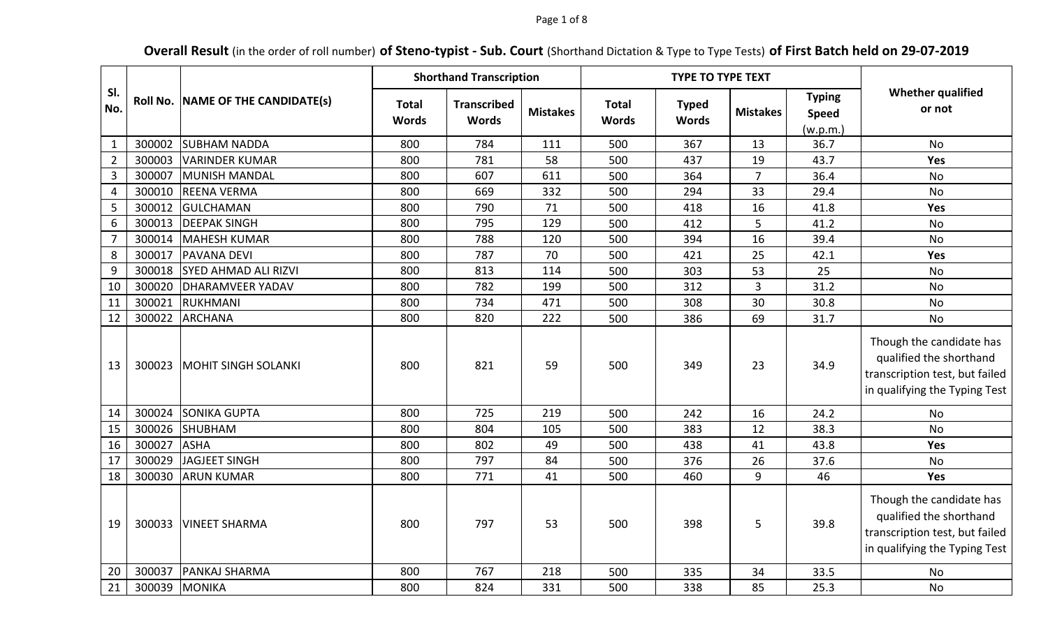**Overall Result** (in the order of roll number) **of Steno-typist - Sub. Court** (Shorthand Dictation & Type to Type Tests) **of First Batch held on 29-07-2019**

| Sl. No. | Roll No. | NAME OF THE CANDIDATE(s) | Shorthand Transcription | | | TYPE TO TYPE TEXT | | | | Whether qualified or not |
|---|---|---|---|---|---|---|---|---|---|---|
| | | | Total Words | Transcribed Words | Mistakes | Total Words | Typed Words | Mistakes | Typing Speed (w.p.m.) | |
| 1 | 300002 | SUBHAM NADDA | 800 | 784 | 111 | 500 | 367 | 13 | 36.7 | No |
| 2 | 300003 | VARINDER KUMAR | 800 | 781 | 58 | 500 | 437 | 19 | 43.7 | **Yes** |
| 3 | 300007 | MUNISH MANDAL | 800 | 607 | 611 | 500 | 364 | 7 | 36.4 | No |
| 4 | 300010 | REENA VERMA | 800 | 669 | 332 | 500 | 294 | 33 | 29.4 | No |
| 5 | 300012 | GULCHAMAN | 800 | 790 | 71 | 500 | 418 | 16 | 41.8 | **Yes** |
| 6 | 300013 | DEEPAK SINGH | 800 | 795 | 129 | 500 | 412 | 5 | 41.2 | No |
| 7 | 300014 | MAHESH KUMAR | 800 | 788 | 120 | 500 | 394 | 16 | 39.4 | No |
| 8 | 300017 | PAVANA DEVI | 800 | 787 | 70 | 500 | 421 | 25 | 42.1 | **Yes** |
| 9 | 300018 | SYED AHMAD ALI RIZVI | 800 | 813 | 114 | 500 | 303 | 53 | 25 | No |
| 10 | 300020 | DHARAMVEER YADAV | 800 | 782 | 199 | 500 | 312 | 3 | 31.2 | No |
| 11 | 300021 | RUKHMANI | 800 | 734 | 471 | 500 | 308 | 30 | 30.8 | No |
| 12 | 300022 | ARCHANA | 800 | 820 | 222 | 500 | 386 | 69 | 31.7 | No |
| 13 | 300023 | MOHIT SINGH SOLANKI | 800 | 821 | 59 | 500 | 349 | 23 | 34.9 | Though the candidate has qualified the shorthand transcription test, but failed in qualifying the Typing Test |
| 14 | 300024 | SONIKA GUPTA | 800 | 725 | 219 | 500 | 242 | 16 | 24.2 | No |
| 15 | 300026 | SHUBHAM | 800 | 804 | 105 | 500 | 383 | 12 | 38.3 | No |
| 16 | 300027 | ASHA | 800 | 802 | 49 | 500 | 438 | 41 | 43.8 | **Yes** |
| 17 | 300029 | JAGJEET SINGH | 800 | 797 | 84 | 500 | 376 | 26 | 37.6 | No |
| 18 | 300030 | ARUN KUMAR | 800 | 771 | 41 | 500 | 460 | 9 | 46 | **Yes** |
| 19 | 300033 | VINEET SHARMA | 800 | 797 | 53 | 500 | 398 | 5 | 39.8 | Though the candidate has qualified the shorthand transcription test, but failed in qualifying the Typing Test |
| 20 | 300037 | PANKAJ SHARMA | 800 | 767 | 218 | 500 | 335 | 34 | 33.5 | No |
| 21 | 300039 | MONIKA | 800 | 824 | 331 | 500 | 338 | 85 | 25.3 | No |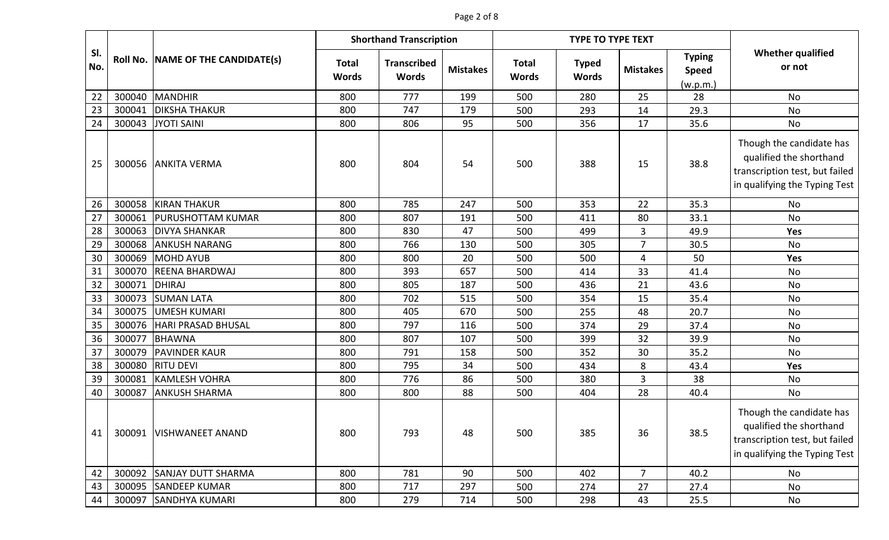| Sl. No. | Roll No. | NAME OF THE CANDIDATE(s) | Shorthand Transcription | | | TYPE TO TYPE TEXT | | | | Whether qualified or not |
|---|---|---|---|---|---|---|---|---|---|---|
| | | | Total Words | Transcribed Words | Mistakes | Total Words | Typed Words | Mistakes | Typing Speed (w.p.m.) | |
| 22 | 300040 | MANDHIR | 800 | 777 | 199 | 500 | 280 | 25 | 28 | No |
| 23 | 300041 | DIKSHA THAKUR | 800 | 747 | 179 | 500 | 293 | 14 | 29.3 | No |
| 24 | 300043 | JYOTI SAINI | 800 | 806 | 95 | 500 | 356 | 17 | 35.6 | No |
| 25 | 300056 | ANKITA VERMA | 800 | 804 | 54 | 500 | 388 | 15 | 38.8 | Though the candidate has qualified the shorthand transcription test, but failed in qualifying the Typing Test |
| 26 | 300058 | KIRAN THAKUR | 800 | 785 | 247 | 500 | 353 | 22 | 35.3 | No |
| 27 | 300061 | PURUSHOTTAM KUMAR | 800 | 807 | 191 | 500 | 411 | 80 | 33.1 | No |
| 28 | 300063 | DIVYA SHANKAR | 800 | 830 | 47 | 500 | 499 | 3 | 49.9 | **Yes** |
| 29 | 300068 | ANKUSH NARANG | 800 | 766 | 130 | 500 | 305 | 7 | 30.5 | No |
| 30 | 300069 | MOHD AYUB | 800 | 800 | 20 | 500 | 500 | 4 | 50 | **Yes** |
| 31 | 300070 | REENA BHARDWAJ | 800 | 393 | 657 | 500 | 414 | 33 | 41.4 | No |
| 32 | 300071 | DHIRAJ | 800 | 805 | 187 | 500 | 436 | 21 | 43.6 | No |
| 33 | 300073 | SUMAN LATA | 800 | 702 | 515 | 500 | 354 | 15 | 35.4 | No |
| 34 | 300075 | UMESH KUMARI | 800 | 405 | 670 | 500 | 255 | 48 | 20.7 | No |
| 35 | 300076 | HARI PRASAD BHUSAL | 800 | 797 | 116 | 500 | 374 | 29 | 37.4 | No |
| 36 | 300077 | BHAWNA | 800 | 807 | 107 | 500 | 399 | 32 | 39.9 | No |
| 37 | 300079 | PAVINDER KAUR | 800 | 791 | 158 | 500 | 352 | 30 | 35.2 | No |
| 38 | 300080 | RITU DEVI | 800 | 795 | 34 | 500 | 434 | 8 | 43.4 | **Yes** |
| 39 | 300081 | KAMLESH VOHRA | 800 | 776 | 86 | 500 | 380 | 3 | 38 | No |
| 40 | 300087 | ANKUSH SHARMA | 800 | 800 | 88 | 500 | 404 | 28 | 40.4 | No |
| 41 | 300091 | VISHWANEET ANAND | 800 | 793 | 48 | 500 | 385 | 36 | 38.5 | Though the candidate has qualified the shorthand transcription test, but failed in qualifying the Typing Test |
| 42 | 300092 | SANJAY DUTT SHARMA | 800 | 781 | 90 | 500 | 402 | 7 | 40.2 | No |
| 43 | 300095 | SANDEEP KUMAR | 800 | 717 | 297 | 500 | 274 | 27 | 27.4 | No |
| 44 | 300097 | SANDHYA KUMARI | 800 | 279 | 714 | 500 | 298 | 43 | 25.5 | No |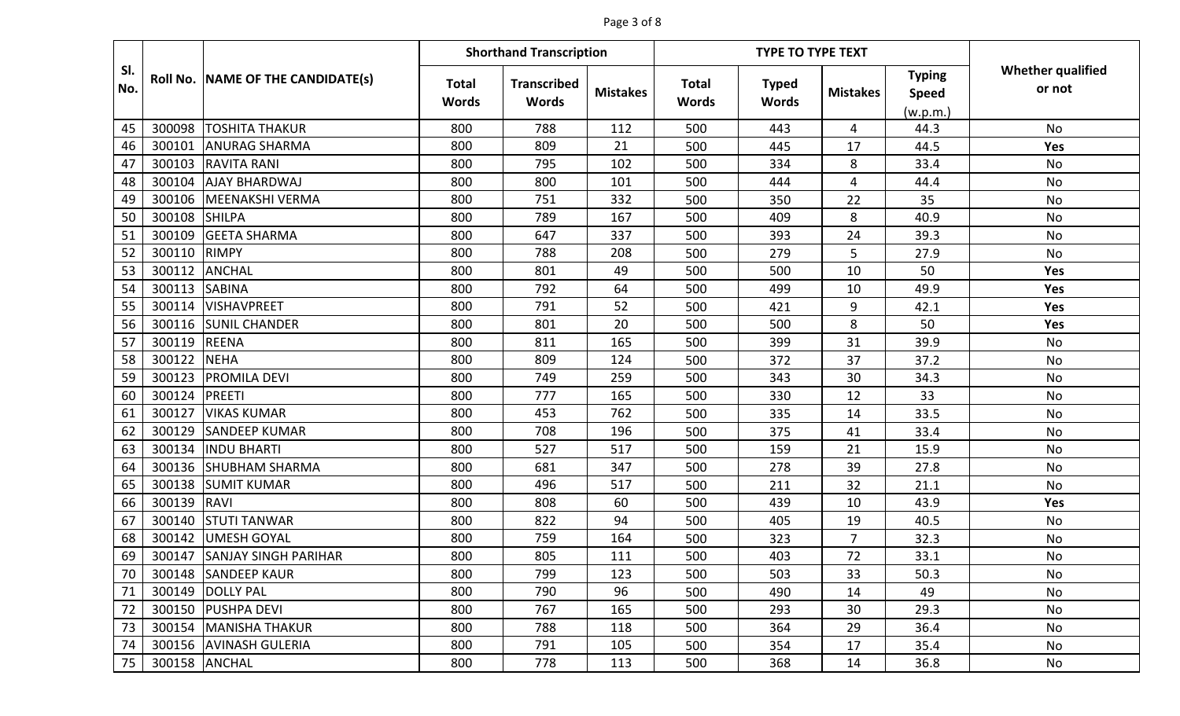| Sl. No. | Roll No. | NAME OF THE CANDIDATE(s) | Shorthand Transcription | | | TYPE TO TYPE TEXT | | | | Whether qualified or not |
|---|---|---|---|---|---|---|---|---|---|---|
| | | | Total Words | Transcribed Words | Mistakes | Total Words | Typed Words | Mistakes | Typing Speed (w.p.m.) | |
| 45 | 300098 | TOSHITA THAKUR | 800 | 788 | 112 | 500 | 443 | 4 | 44.3 | No |
| 46 | 300101 | ANURAG SHARMA | 800 | 809 | 21 | 500 | 445 | 17 | 44.5 | **Yes** |
| 47 | 300103 | RAVITA RANI | 800 | 795 | 102 | 500 | 334 | 8 | 33.4 | No |
| 48 | 300104 | AJAY BHARDWAJ | 800 | 800 | 101 | 500 | 444 | 4 | 44.4 | No |
| 49 | 300106 | MEENAKSHI VERMA | 800 | 751 | 332 | 500 | 350 | 22 | 35 | No |
| 50 | 300108 | SHILPA | 800 | 789 | 167 | 500 | 409 | 8 | 40.9 | No |
| 51 | 300109 | GEETA SHARMA | 800 | 647 | 337 | 500 | 393 | 24 | 39.3 | No |
| 52 | 300110 | RIMPY | 800 | 788 | 208 | 500 | 279 | 5 | 27.9 | No |
| 53 | 300112 | ANCHAL | 800 | 801 | 49 | 500 | 500 | 10 | 50 | **Yes** |
| 54 | 300113 | SABINA | 800 | 792 | 64 | 500 | 499 | 10 | 49.9 | **Yes** |
| 55 | 300114 | VISHAVPREET | 800 | 791 | 52 | 500 | 421 | 9 | 42.1 | **Yes** |
| 56 | 300116 | SUNIL CHANDER | 800 | 801 | 20 | 500 | 500 | 8 | 50 | **Yes** |
| 57 | 300119 | REENA | 800 | 811 | 165 | 500 | 399 | 31 | 39.9 | No |
| 58 | 300122 | NEHA | 800 | 809 | 124 | 500 | 372 | 37 | 37.2 | No |
| 59 | 300123 | PROMILA DEVI | 800 | 749 | 259 | 500 | 343 | 30 | 34.3 | No |
| 60 | 300124 | PREETI | 800 | 777 | 165 | 500 | 330 | 12 | 33 | No |
| 61 | 300127 | VIKAS KUMAR | 800 | 453 | 762 | 500 | 335 | 14 | 33.5 | No |
| 62 | 300129 | SANDEEP KUMAR | 800 | 708 | 196 | 500 | 375 | 41 | 33.4 | No |
| 63 | 300134 | INDU BHARTI | 800 | 527 | 517 | 500 | 159 | 21 | 15.9 | No |
| 64 | 300136 | SHUBHAM SHARMA | 800 | 681 | 347 | 500 | 278 | 39 | 27.8 | No |
| 65 | 300138 | SUMIT KUMAR | 800 | 496 | 517 | 500 | 211 | 32 | 21.1 | No |
| 66 | 300139 | RAVI | 800 | 808 | 60 | 500 | 439 | 10 | 43.9 | **Yes** |
| 67 | 300140 | STUTI TANWAR | 800 | 822 | 94 | 500 | 405 | 19 | 40.5 | No |
| 68 | 300142 | UMESH GOYAL | 800 | 759 | 164 | 500 | 323 | 7 | 32.3 | No |
| 69 | 300147 | SANJAY SINGH PARIHAR | 800 | 805 | 111 | 500 | 403 | 72 | 33.1 | No |
| 70 | 300148 | SANDEEP KAUR | 800 | 799 | 123 | 500 | 503 | 33 | 50.3 | No |
| 71 | 300149 | DOLLY PAL | 800 | 790 | 96 | 500 | 490 | 14 | 49 | No |
| 72 | 300150 | PUSHPA DEVI | 800 | 767 | 165 | 500 | 293 | 30 | 29.3 | No |
| 73 | 300154 | MANISHA THAKUR | 800 | 788 | 118 | 500 | 364 | 29 | 36.4 | No |
| 74 | 300156 | AVINASH GULERIA | 800 | 791 | 105 | 500 | 354 | 17 | 35.4 | No |
| 75 | 300158 | ANCHAL | 800 | 778 | 113 | 500 | 368 | 14 | 36.8 | No |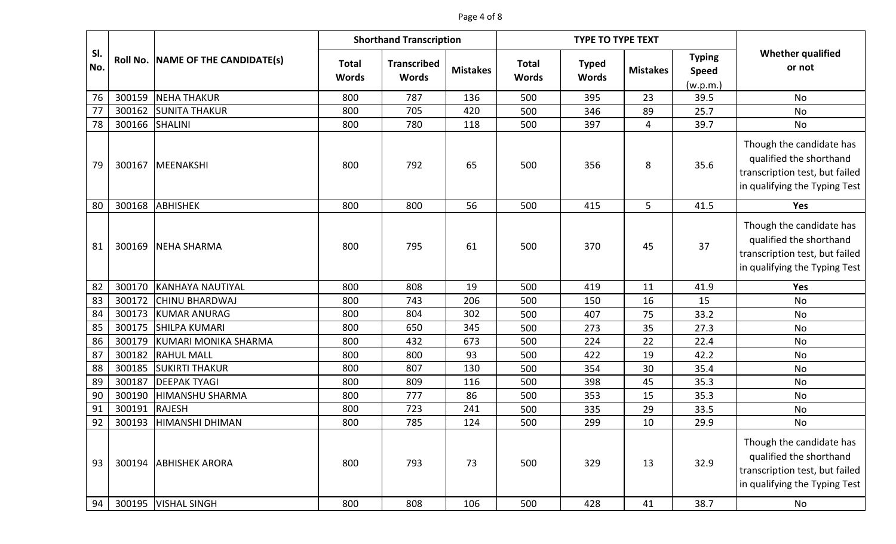| Sl. No. | Roll No. | NAME OF THE CANDIDATE(s) | Shorthand Transcription | | | TYPE TO TYPE TEXT | | | | Whether qualified or not |
|---|---|---|---|---|---|---|---|---|---|---|
| | | | Total Words | Transcribed Words | Mistakes | Total Words | Typed Words | Mistakes | Typing Speed (w.p.m.) | |
| 76 | 300159 | NEHA THAKUR | 800 | 787 | 136 | 500 | 395 | 23 | 39.5 | No |
| 77 | 300162 | SUNITA THAKUR | 800 | 705 | 420 | 500 | 346 | 89 | 25.7 | No |
| 78 | 300166 | SHALINI | 800 | 780 | 118 | 500 | 397 | 4 | 39.7 | No |
| 79 | 300167 | MEENAKSHI | 800 | 792 | 65 | 500 | 356 | 8 | 35.6 | Though the candidate has qualified the shorthand transcription test, but failed in qualifying the Typing Test |
| 80 | 300168 | ABHISHEK | 800 | 800 | 56 | 500 | 415 | 5 | 41.5 | **Yes** |
| 81 | 300169 | NEHA SHARMA | 800 | 795 | 61 | 500 | 370 | 45 | 37 | Though the candidate has qualified the shorthand transcription test, but failed in qualifying the Typing Test |
| 82 | 300170 | KANHAYA NAUTIYAL | 800 | 808 | 19 | 500 | 419 | 11 | 41.9 | **Yes** |
| 83 | 300172 | CHINU BHARDWAJ | 800 | 743 | 206 | 500 | 150 | 16 | 15 | No |
| 84 | 300173 | KUMAR ANURAG | 800 | 804 | 302 | 500 | 407 | 75 | 33.2 | No |
| 85 | 300175 | SHILPA KUMARI | 800 | 650 | 345 | 500 | 273 | 35 | 27.3 | No |
| 86 | 300179 | KUMARI MONIKA SHARMA | 800 | 432 | 673 | 500 | 224 | 22 | 22.4 | No |
| 87 | 300182 | RAHUL MALL | 800 | 800 | 93 | 500 | 422 | 19 | 42.2 | No |
| 88 | 300185 | SUKIRTI THAKUR | 800 | 807 | 130 | 500 | 354 | 30 | 35.4 | No |
| 89 | 300187 | DEEPAK TYAGI | 800 | 809 | 116 | 500 | 398 | 45 | 35.3 | No |
| 90 | 300190 | HIMANSHU SHARMA | 800 | 777 | 86 | 500 | 353 | 15 | 35.3 | No |
| 91 | 300191 | RAJESH | 800 | 723 | 241 | 500 | 335 | 29 | 33.5 | No |
| 92 | 300193 | HIMANSHI DHIMAN | 800 | 785 | 124 | 500 | 299 | 10 | 29.9 | No |
| 93 | 300194 | ABHISHEK ARORA | 800 | 793 | 73 | 500 | 329 | 13 | 32.9 | Though the candidate has qualified the shorthand transcription test, but failed in qualifying the Typing Test |
| 94 | 300195 | VISHAL SINGH | 800 | 808 | 106 | 500 | 428 | 41 | 38.7 | No |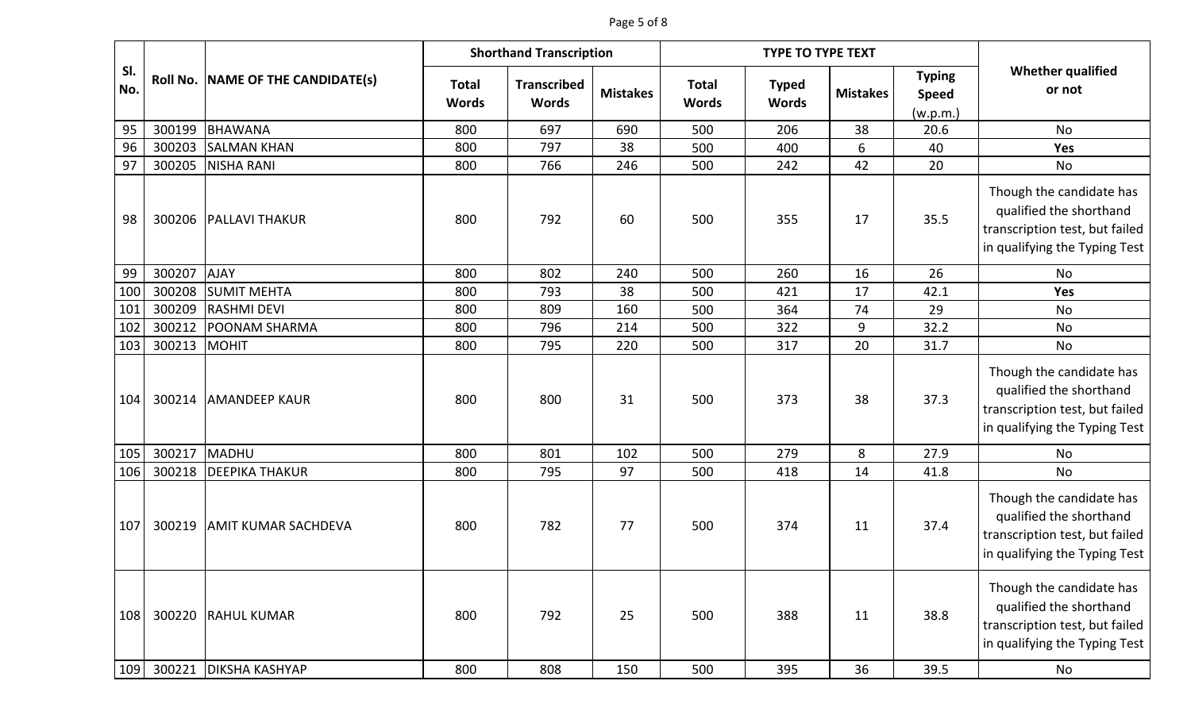| Sl. No. | Roll No. | NAME OF THE CANDIDATE(s) | Shorthand Transcription | | | TYPE TO TYPE TEXT | | | | Whether qualified or not |
|---|---|---|---|---|---|---|---|---|---|---|
| | | | Total Words | Transcribed Words | Mistakes | Total Words | Typed Words | Mistakes | Typing Speed (w.p.m.) | |
| 95 | 300199 | BHAWANA | 800 | 697 | 690 | 500 | 206 | 38 | 20.6 | No |
| 96 | 300203 | SALMAN KHAN | 800 | 797 | 38 | 500 | 400 | 6 | 40 | **Yes** |
| 97 | 300205 | NISHA RANI | 800 | 766 | 246 | 500 | 242 | 42 | 20 | No |
| 98 | 300206 | PALLAVI THAKUR | 800 | 792 | 60 | 500 | 355 | 17 | 35.5 | Though the candidate has qualified the shorthand transcription test, but failed in qualifying the Typing Test |
| 99 | 300207 | AJAY | 800 | 802 | 240 | 500 | 260 | 16 | 26 | No |
| 100 | 300208 | SUMIT MEHTA | 800 | 793 | 38 | 500 | 421 | 17 | 42.1 | **Yes** |
| 101 | 300209 | RASHMI DEVI | 800 | 809 | 160 | 500 | 364 | 74 | 29 | No |
| 102 | 300212 | POONAM SHARMA | 800 | 796 | 214 | 500 | 322 | 9 | 32.2 | No |
| 103 | 300213 | MOHIT | 800 | 795 | 220 | 500 | 317 | 20 | 31.7 | No |
| 104 | 300214 | AMANDEEP KAUR | 800 | 800 | 31 | 500 | 373 | 38 | 37.3 | Though the candidate has qualified the shorthand transcription test, but failed in qualifying the Typing Test |
| 105 | 300217 | MADHU | 800 | 801 | 102 | 500 | 279 | 8 | 27.9 | No |
| 106 | 300218 | DEEPIKA THAKUR | 800 | 795 | 97 | 500 | 418 | 14 | 41.8 | No |
| 107 | 300219 | AMIT KUMAR SACHDEVA | 800 | 782 | 77 | 500 | 374 | 11 | 37.4 | Though the candidate has qualified the shorthand transcription test, but failed in qualifying the Typing Test |
| 108 | 300220 | RAHUL KUMAR | 800 | 792 | 25 | 500 | 388 | 11 | 38.8 | Though the candidate has qualified the shorthand transcription test, but failed in qualifying the Typing Test |
| 109 | 300221 | DIKSHA KASHYAP | 800 | 808 | 150 | 500 | 395 | 36 | 39.5 | No |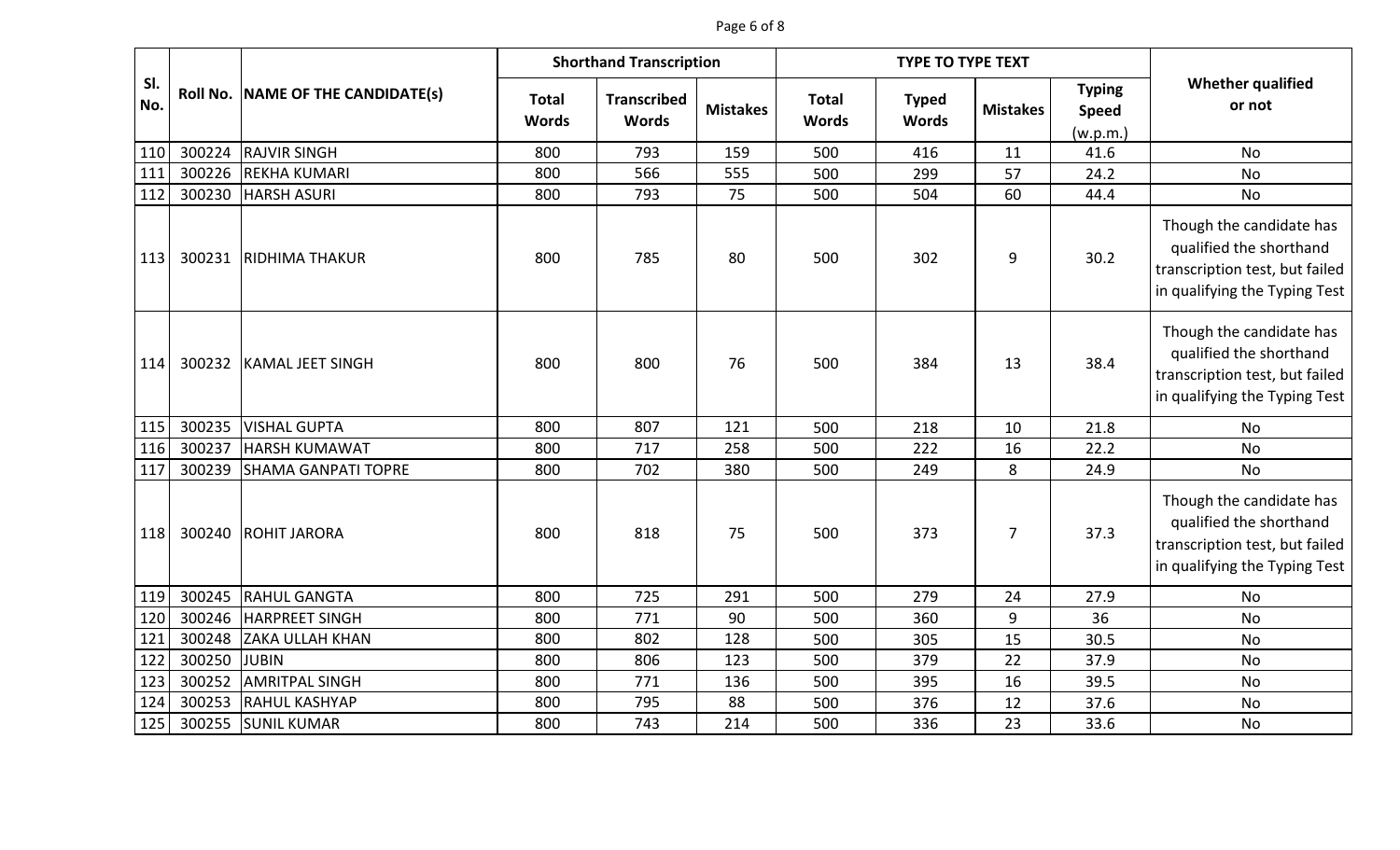| Sl. No. | Roll No. | NAME OF THE CANDIDATE(s) | Shorthand Transcription | | | TYPE TO TYPE TEXT | | | | Whether qualified or not |
|---|---|---|---|---|---|---|---|---|---|---|
| | | | Total Words | Transcribed Words | Mistakes | Total Words | Typed Words | Mistakes | Typing Speed (w.p.m.) | |
| 110 | 300224 | RAJVIR SINGH | 800 | 793 | 159 | 500 | 416 | 11 | 41.6 | No |
| 111 | 300226 | REKHA KUMARI | 800 | 566 | 555 | 500 | 299 | 57 | 24.2 | No |
| 112 | 300230 | HARSH ASURI | 800 | 793 | 75 | 500 | 504 | 60 | 44.4 | No |
| 113 | 300231 | RIDHIMA THAKUR | 800 | 785 | 80 | 500 | 302 | 9 | 30.2 | Though the candidate has qualified the shorthand transcription test, but failed in qualifying the Typing Test |
| 114 | 300232 | KAMAL JEET SINGH | 800 | 800 | 76 | 500 | 384 | 13 | 38.4 | Though the candidate has qualified the shorthand transcription test, but failed in qualifying the Typing Test |
| 115 | 300235 | VISHAL GUPTA | 800 | 807 | 121 | 500 | 218 | 10 | 21.8 | No |
| 116 | 300237 | HARSH KUMAWAT | 800 | 717 | 258 | 500 | 222 | 16 | 22.2 | No |
| 117 | 300239 | SHAMA GANPATI TOPRE | 800 | 702 | 380 | 500 | 249 | 8 | 24.9 | No |
| 118 | 300240 | ROHIT JARORA | 800 | 818 | 75 | 500 | 373 | 7 | 37.3 | Though the candidate has qualified the shorthand transcription test, but failed in qualifying the Typing Test |
| 119 | 300245 | RAHUL GANGTA | 800 | 725 | 291 | 500 | 279 | 24 | 27.9 | No |
| 120 | 300246 | HARPREET SINGH | 800 | 771 | 90 | 500 | 360 | 9 | 36 | No |
| 121 | 300248 | ZAKA ULLAH KHAN | 800 | 802 | 128 | 500 | 305 | 15 | 30.5 | No |
| 122 | 300250 | JUBIN | 800 | 806 | 123 | 500 | 379 | 22 | 37.9 | No |
| 123 | 300252 | AMRITPAL SINGH | 800 | 771 | 136 | 500 | 395 | 16 | 39.5 | No |
| 124 | 300253 | RAHUL KASHYAP | 800 | 795 | 88 | 500 | 376 | 12 | 37.6 | No |
| 125 | 300255 | SUNIL KUMAR | 800 | 743 | 214 | 500 | 336 | 23 | 33.6 | No |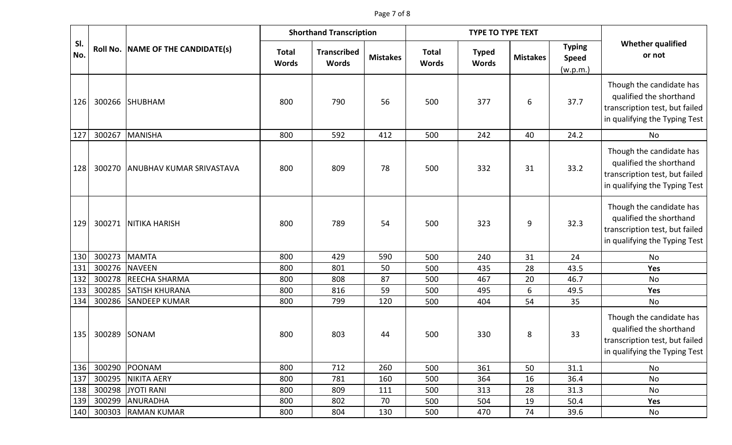| Sl. No. | Roll No. | NAME OF THE CANDIDATE(s) | Shorthand Transcription | | | TYPE TO TYPE TEXT | | | | Whether qualified or not |
|---|---|---|---|---|---|---|---|---|---|---|
| | | | Total Words | Transcribed Words | Mistakes | Total Words | Typed Words | Mistakes | Typing Speed (w.p.m.) | |
| 126 | 300266 | SHUBHAM | 800 | 790 | 56 | 500 | 377 | 6 | 37.7 | Though the candidate has qualified the shorthand transcription test, but failed in qualifying the Typing Test |
| 127 | 300267 | MANISHA | 800 | 592 | 412 | 500 | 242 | 40 | 24.2 | No |
| 128 | 300270 | ANUBHAV KUMAR SRIVASTAVA | 800 | 809 | 78 | 500 | 332 | 31 | 33.2 | Though the candidate has qualified the shorthand transcription test, but failed in qualifying the Typing Test |
| 129 | 300271 | NITIKA HARISH | 800 | 789 | 54 | 500 | 323 | 9 | 32.3 | Though the candidate has qualified the shorthand transcription test, but failed in qualifying the Typing Test |
| 130 | 300273 | MAMTA | 800 | 429 | 590 | 500 | 240 | 31 | 24 | No |
| 131 | 300276 | NAVEEN | 800 | 801 | 50 | 500 | 435 | 28 | 43.5 | **Yes** |
| 132 | 300278 | REECHA SHARMA | 800 | 808 | 87 | 500 | 467 | 20 | 46.7 | No |
| 133 | 300285 | SATISH KHURANA | 800 | 816 | 59 | 500 | 495 | 6 | 49.5 | **Yes** |
| 134 | 300286 | SANDEEP KUMAR | 800 | 799 | 120 | 500 | 404 | 54 | 35 | No |
| 135 | 300289 | SONAM | 800 | 803 | 44 | 500 | 330 | 8 | 33 | Though the candidate has qualified the shorthand transcription test, but failed in qualifying the Typing Test |
| 136 | 300290 | POONAM | 800 | 712 | 260 | 500 | 361 | 50 | 31.1 | No |
| 137 | 300295 | NIKITA AERY | 800 | 781 | 160 | 500 | 364 | 16 | 36.4 | No |
| 138 | 300298 | JYOTI RANI | 800 | 809 | 111 | 500 | 313 | 28 | 31.3 | No |
| 139 | 300299 | ANURADHA | 800 | 802 | 70 | 500 | 504 | 19 | 50.4 | **Yes** |
| 140 | 300303 | RAMAN KUMAR | 800 | 804 | 130 | 500 | 470 | 74 | 39.6 | No |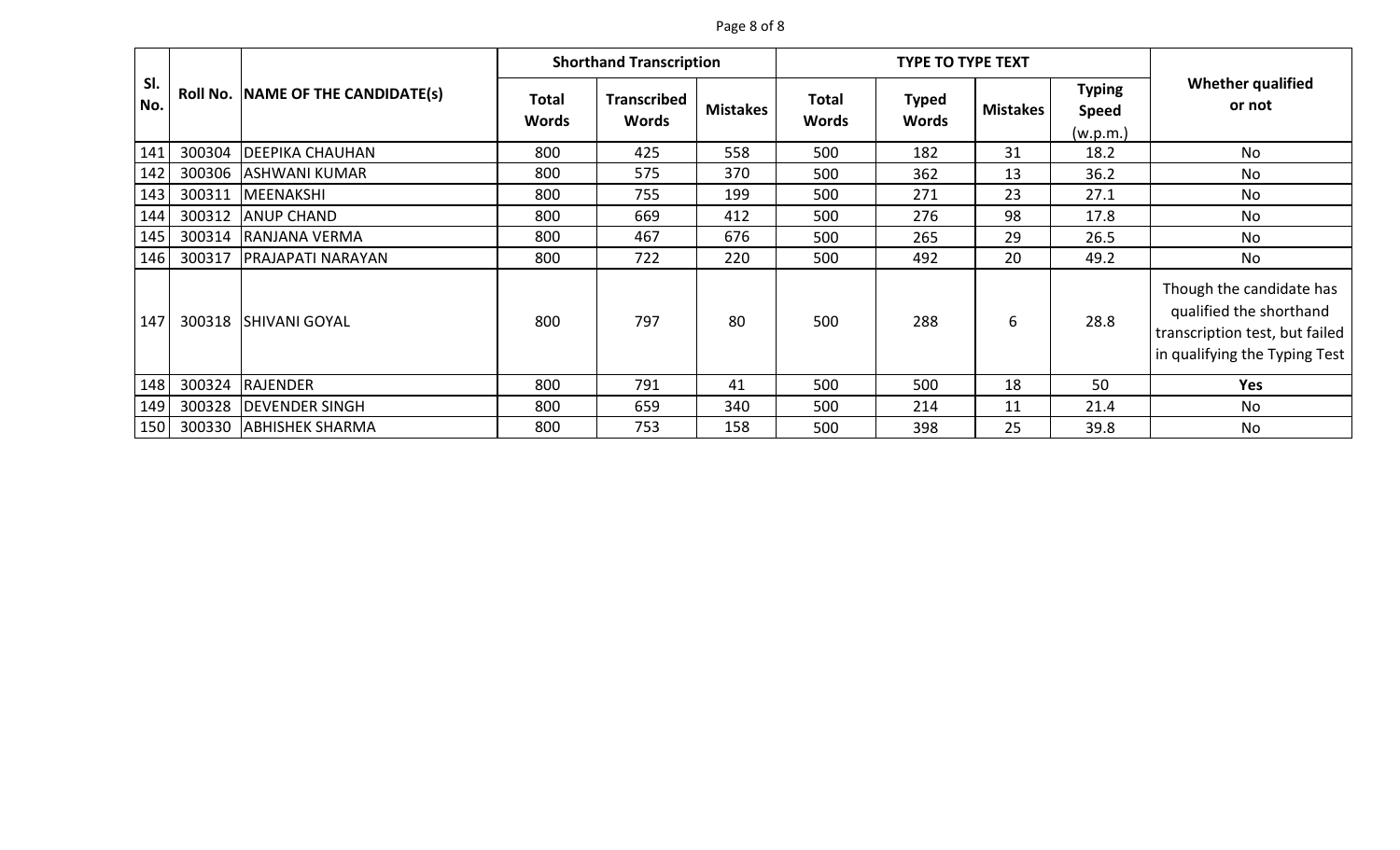| Sl. No. | Roll No. | NAME OF THE CANDIDATE(s) | Shorthand Transcription | | | TYPE TO TYPE TEXT | | | | Whether qualified or not |
|---|---|---|---|---|---|---|---|---|---|---|
| | | | Total Words | Transcribed Words | Mistakes | Total Words | Typed Words | Mistakes | Typing Speed (w.p.m.) | |
| 141 | 300304 | DEEPIKA CHAUHAN | 800 | 425 | 558 | 500 | 182 | 31 | 18.2 | No |
| 142 | 300306 | ASHWANI KUMAR | 800 | 575 | 370 | 500 | 362 | 13 | 36.2 | No |
| 143 | 300311 | MEENAKSHI | 800 | 755 | 199 | 500 | 271 | 23 | 27.1 | No |
| 144 | 300312 | ANUP CHAND | 800 | 669 | 412 | 500 | 276 | 98 | 17.8 | No |
| 145 | 300314 | RANJANA VERMA | 800 | 467 | 676 | 500 | 265 | 29 | 26.5 | No |
| 146 | 300317 | PRAJAPATI NARAYAN | 800 | 722 | 220 | 500 | 492 | 20 | 49.2 | No |
| 147 | 300318 | SHIVANI GOYAL | 800 | 797 | 80 | 500 | 288 | 6 | 28.8 | Though the candidate has qualified the shorthand transcription test, but failed in qualifying the Typing Test |
| 148 | 300324 | RAJENDER | 800 | 791 | 41 | 500 | 500 | 18 | 50 | **Yes** |
| 149 | 300328 | DEVENDER SINGH | 800 | 659 | 340 | 500 | 214 | 11 | 21.4 | No |
| 150 | 300330 | ABHISHEK SHARMA | 800 | 753 | 158 | 500 | 398 | 25 | 39.8 | No |